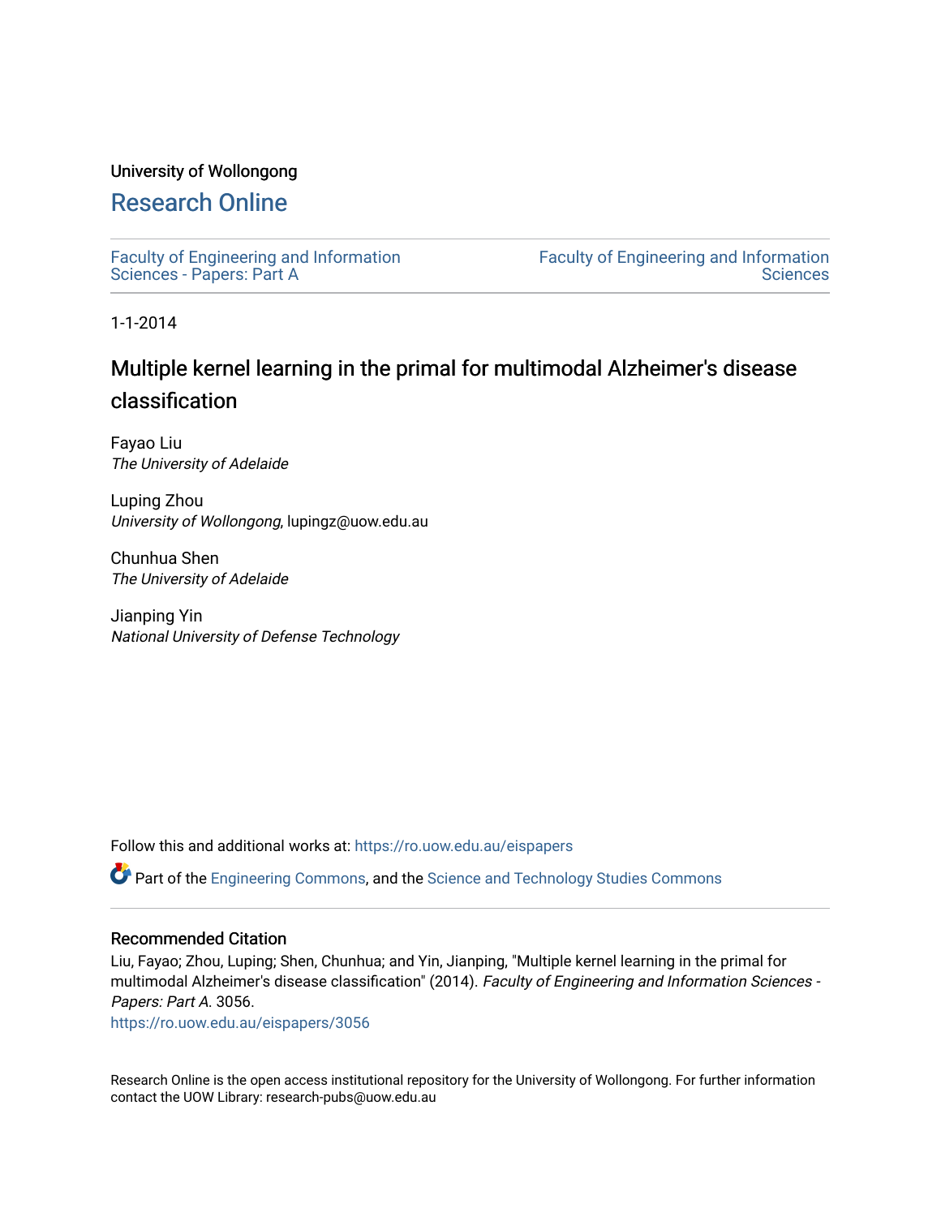University of Wollongong

# Research Online

Faculty of Engineering and Information Sciences - Papers: Part A

Faculty of Engineering and Information Sciences

1-1-2014

## Multiple kernel learning in the primal for multimodal Alzheimer's disease classification

Fayao Liu
*The University of Adelaide*

Luping Zhou
*University of Wollongong*, lupingz@uow.edu.au

Chunhua Shen
*The University of Adelaide*

Jianping Yin
*National University of Defense Technology*

Follow this and additional works at: https://ro.uow.edu.au/eispapers

Part of the Engineering Commons, and the Science and Technology Studies Commons

### Recommended Citation

Liu, Fayao; Zhou, Luping; Shen, Chunhua; and Yin, Jianping, "Multiple kernel learning in the primal for multimodal Alzheimer's disease classification" (2014). *Faculty of Engineering and Information Sciences - Papers: Part A*. 3056.
https://ro.uow.edu.au/eispapers/3056

Research Online is the open access institutional repository for the University of Wollongong. For further information contact the UOW Library: research-pubs@uow.edu.au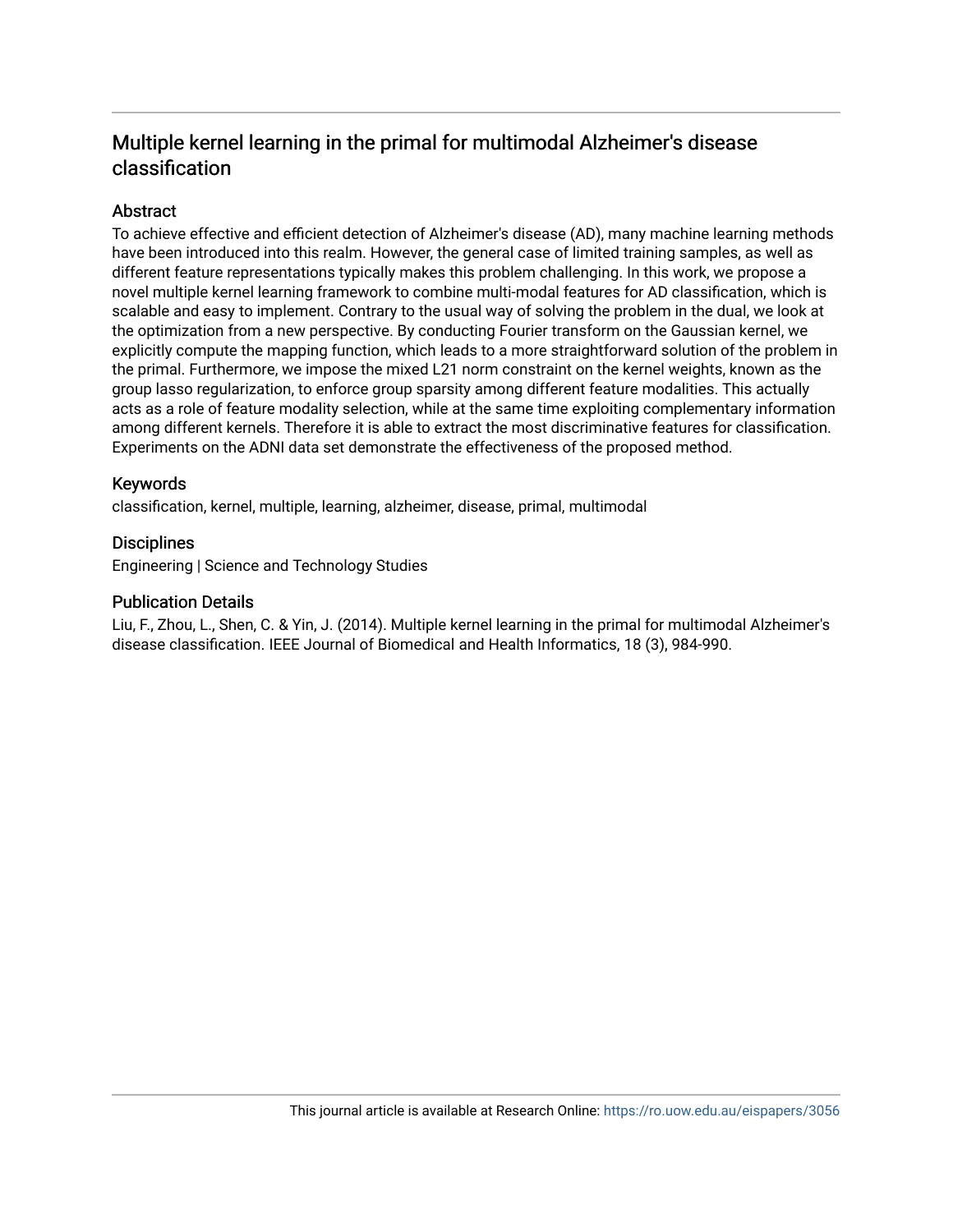# Multiple kernel learning in the primal for multimodal Alzheimer's disease classification

## Abstract

To achieve effective and efficient detection of Alzheimer's disease (AD), many machine learning methods have been introduced into this realm. However, the general case of limited training samples, as well as different feature representations typically makes this problem challenging. In this work, we propose a novel multiple kernel learning framework to combine multi-modal features for AD classification, which is scalable and easy to implement. Contrary to the usual way of solving the problem in the dual, we look at the optimization from a new perspective. By conducting Fourier transform on the Gaussian kernel, we explicitly compute the mapping function, which leads to a more straightforward solution of the problem in the primal. Furthermore, we impose the mixed L21 norm constraint on the kernel weights, known as the group lasso regularization, to enforce group sparsity among different feature modalities. This actually acts as a role of feature modality selection, while at the same time exploiting complementary information among different kernels. Therefore it is able to extract the most discriminative features for classification. Experiments on the ADNI data set demonstrate the effectiveness of the proposed method.

## Keywords

classification, kernel, multiple, learning, alzheimer, disease, primal, multimodal

## Disciplines

Engineering | Science and Technology Studies

## Publication Details

Liu, F., Zhou, L., Shen, C. & Yin, J. (2014). Multiple kernel learning in the primal for multimodal Alzheimer's disease classification. IEEE Journal of Biomedical and Health Informatics, 18 (3), 984-990.

This journal article is available at Research Online: https://ro.uow.edu.au/eispapers/3056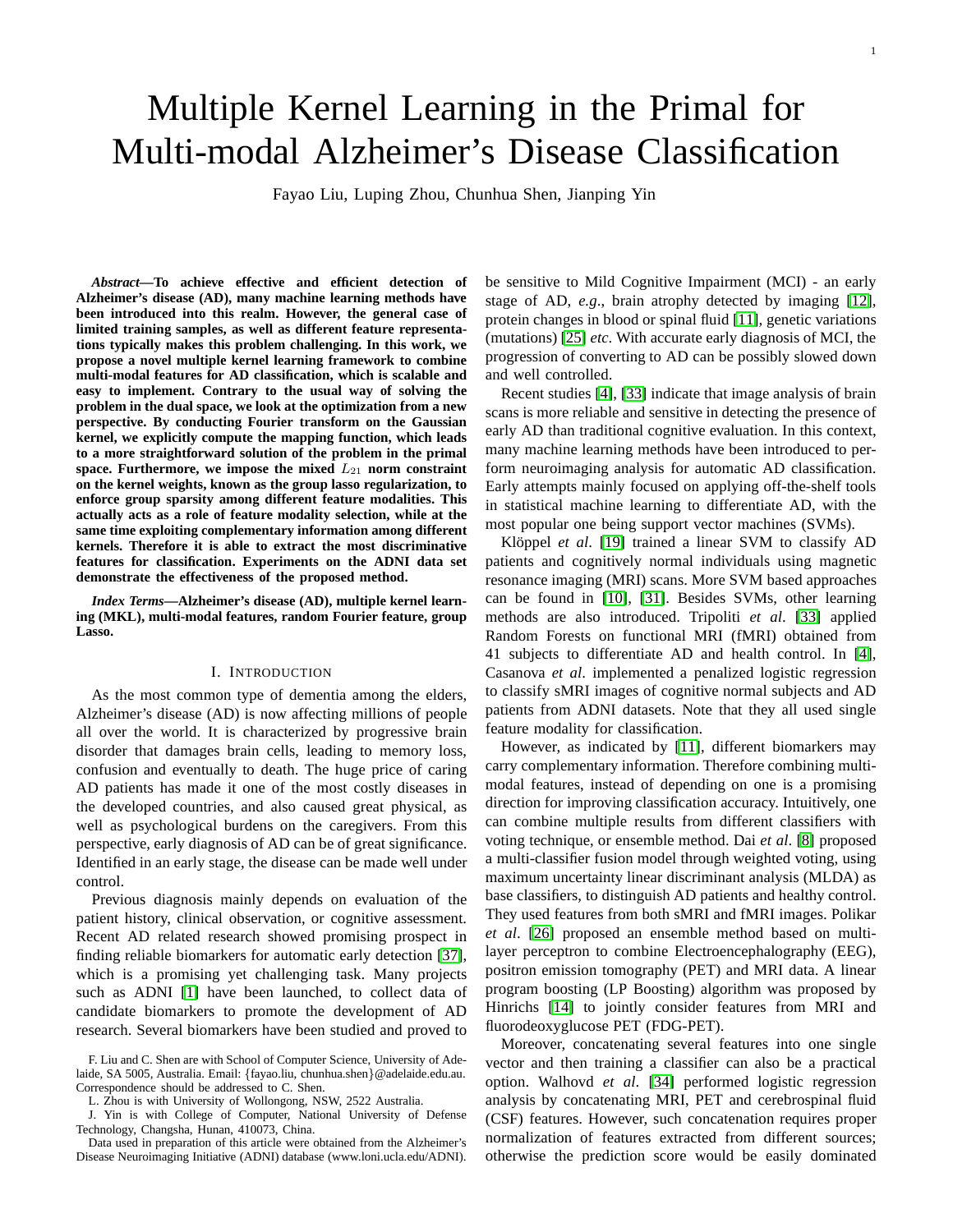# Multiple Kernel Learning in the Primal for Multi-modal Alzheimer's Disease Classification

Fayao Liu, Luping Zhou, Chunhua Shen, Jianping Yin

***Abstract*—To achieve effective and efficient detection of Alzheimer's disease (AD), many machine learning methods have been introduced into this realm. However, the general case of limited training samples, as well as different feature representations typically makes this problem challenging. In this work, we propose a novel multiple kernel learning framework to combine multi-modal features for AD classification, which is scalable and easy to implement. Contrary to the usual way of solving the problem in the dual space, we look at the optimization from a new perspective. By conducting Fourier transform on the Gaussian kernel, we explicitly compute the mapping function, which leads to a more straightforward solution of the problem in the primal space. Furthermore, we impose the mixed $L_{21}$ norm constraint on the kernel weights, known as the group lasso regularization, to enforce group sparsity among different feature modalities. This actually acts as a role of feature modality selection, while at the same time exploiting complementary information among different kernels. Therefore it is able to extract the most discriminative features for classification. Experiments on the ADNI data set demonstrate the effectiveness of the proposed method.**

***Index Terms*—Alzheimer's disease (AD), multiple kernel learning (MKL), multi-modal features, random Fourier feature, group Lasso.**

## I. Introduction

As the most common type of dementia among the elders, Alzheimer's disease (AD) is now affecting millions of people all over the world. It is characterized by progressive brain disorder that damages brain cells, leading to memory loss, confusion and eventually to death. The huge price of caring AD patients has made it one of the most costly diseases in the developed countries, and also caused great physical, as well as psychological burdens on the caregivers. From this perspective, early diagnosis of AD can be of great significance. Identified in an early stage, the disease can be made well under control.

Previous diagnosis mainly depends on evaluation of the patient history, clinical observation, or cognitive assessment. Recent AD related research showed promising prospect in finding reliable biomarkers for automatic early detection [37], which is a promising yet challenging task. Many projects such as ADNI [1] have been launched, to collect data of candidate biomarkers to promote the development of AD research. Several biomarkers have been studied and proved to be sensitive to Mild Cognitive Impairment (MCI) - an early stage of AD, *e.g*., brain atrophy detected by imaging [12], protein changes in blood or spinal fluid [11], genetic variations (mutations) [25] *etc*. With accurate early diagnosis of MCI, the progression of converting to AD can be possibly slowed down and well controlled.

Recent studies [4], [33] indicate that image analysis of brain scans is more reliable and sensitive in detecting the presence of early AD than traditional cognitive evaluation. In this context, many machine learning methods have been introduced to perform neuroimaging analysis for automatic AD classification. Early attempts mainly focused on applying off-the-shelf tools in statistical machine learning to differentiate AD, with the most popular one being support vector machines (SVMs).

Klöppel *et al*. [19] trained a linear SVM to classify AD patients and cognitively normal individuals using magnetic resonance imaging (MRI) scans. More SVM based approaches can be found in [10], [31]. Besides SVMs, other learning methods are also introduced. Tripoliti *et al*. [33] applied Random Forests on functional MRI (fMRI) obtained from 41 subjects to differentiate AD and health control. In [4], Casanova *et al*. implemented a penalized logistic regression to classify sMRI images of cognitive normal subjects and AD patients from ADNI datasets. Note that they all used single feature modality for classification.

However, as indicated by [11], different biomarkers may carry complementary information. Therefore combining multi-modal features, instead of depending on one is a promising direction for improving classification accuracy. Intuitively, one can combine multiple results from different classifiers with voting technique, or ensemble method. Dai *et al*. [8] proposed a multi-classifier fusion model through weighted voting, using maximum uncertainty linear discriminant analysis (MLDA) as base classifiers, to distinguish AD patients and healthy control. They used features from both sMRI and fMRI images. Polikar *et al*. [26] proposed an ensemble method based on multi-layer perceptron to combine Electroencephalography (EEG), positron emission tomography (PET) and MRI data. A linear program boosting (LP Boosting) algorithm was proposed by Hinrichs [14] to jointly consider features from MRI and fluorodeoxyglucose PET (FDG-PET).

Moreover, concatenating several features into one single vector and then training a classifier can also be a practical option. Walhovd *et al*. [34] performed logistic regression analysis by concatenating MRI, PET and cerebrospinal fluid (CSF) features. However, such concatenation requires proper normalization of features extracted from different sources; otherwise the prediction score would be easily dominated

F. Liu and C. Shen are with School of Computer Science, University of Adelaide, SA 5005, Australia. Email: {fayao.liu, chunhua.shen}@adelaide.edu.au. Correspondence should be addressed to C. Shen.

L. Zhou is with University of Wollongong, NSW, 2522 Australia.

J. Yin is with College of Computer, National University of Defense Technology, Changsha, Hunan, 410073, China.

Data used in preparation of this article were obtained from the Alzheimer's Disease Neuroimaging Initiative (ADNI) database (www.loni.ucla.edu/ADNI).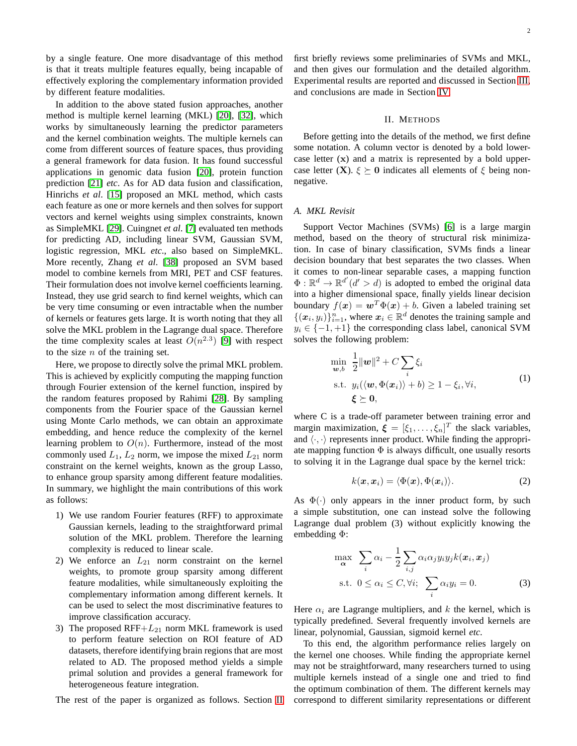by a single feature. One more disadvantage of this method is that it treats multiple features equally, being incapable of effectively exploring the complementary information provided by different feature modalities.

In addition to the above stated fusion approaches, another method is multiple kernel learning (MKL) [20], [32], which works by simultaneously learning the predictor parameters and the kernel combination weights. The multiple kernels can come from different sources of feature spaces, thus providing a general framework for data fusion. It has found successful applications in genomic data fusion [20], protein function prediction [21] *etc*. As for AD data fusion and classification, Hinrichs *et al*. [15] proposed an MKL method, which casts each feature as one or more kernels and then solves for support vectors and kernel weights using simplex constraints, known as SimpleMKL [29]. Cuingnet *et al*. [7] evaluated ten methods for predicting AD, including linear SVM, Gaussian SVM, logistic regression, MKL *etc.*, also based on SimpleMKL. More recently, Zhang *et al*. [38] proposed an SVM based model to combine kernels from MRI, PET and CSF features. Their formulation does not involve kernel coefficients learning. Instead, they use grid search to find kernel weights, which can be very time consuming or even intractable when the number of kernels or features gets large. It is worth noting that they all solve the MKL problem in the Lagrange dual space. Therefore the time complexity scales at least $O(n^{2.3})$ [9] with respect to the size $n$ of the training set.

Here, we propose to directly solve the primal MKL problem. This is achieved by explicitly computing the mapping function through Fourier extension of the kernel function, inspired by the random features proposed by Rahimi [28]. By sampling components from the Fourier space of the Gaussian kernel using Monte Carlo methods, we can obtain an approximate embedding, and hence reduce the complexity of the kernel learning problem to $O(n)$. Furthermore, instead of the most commonly used $L_1$, $L_2$ norm, we impose the mixed $L_{21}$ norm constraint on the kernel weights, known as the group Lasso, to enhance group sparsity among different feature modalities. In summary, we highlight the main contributions of this work as follows:

1) We use random Fourier features (RFF) to approximate Gaussian kernels, leading to the straightforward primal solution of the MKL problem. Therefore the learning complexity is reduced to linear scale.
2) We enforce an $L_{21}$ norm constraint on the kernel weights, to promote group sparsity among different feature modalities, while simultaneously exploiting the complementary information among different kernels. It can be used to select the most discriminative features to improve classification accuracy.
3) The proposed RFF+$L_{21}$ norm MKL framework is used to perform feature selection on ROI feature of AD datasets, therefore identifying brain regions that are most related to AD. The proposed method yields a simple primal solution and provides a general framework for heterogeneous feature integration.

The rest of the paper is organized as follows. Section II first briefly reviews some preliminaries of SVMs and MKL, and then gives our formulation and the detailed algorithm. Experimental results are reported and discussed in Section III, and conclusions are made in Section IV.

## II. Methods

Before getting into the details of the method, we first define some notation. A column vector is denoted by a bold lower-case letter ($\mathbf{x}$) and a matrix is represented by a bold upper-case letter ($\mathbf{X}$). $\xi \succeq \mathbf{0}$ indicates all elements of $\xi$ being non-negative.

### A. MKL Revisit

Support Vector Machines (SVMs) [6] is a large margin method, based on the theory of structural risk minimization. In case of binary classification, SVMs finds a linear decision boundary that best separates the two classes. When it comes to non-linear separable cases, a mapping function $\Phi : \mathbb{R}^d \to \mathbb{R}^{d'} (d' > d)$ is adopted to embed the original data into a higher dimensional space, finally yields linear decision boundary $f(\boldsymbol{x}) = \boldsymbol{w}^T \Phi(\boldsymbol{x}) + b$. Given a labeled training set $\{(\boldsymbol{x}_i, y_i)\}_{i=1}^n$, where $\boldsymbol{x}_i \in \mathbb{R}^d$ denotes the training sample and $y_i \in \{-1, +1\}$ the corresponding class label, canonical SVM solves the following problem:

$$
\begin{aligned}
\min_{\boldsymbol{w},b} \quad & \frac{1}{2}\|\boldsymbol{w}\|^2 + C\sum_i \xi_i \\
\text{s.t.} \quad & y_i(\langle \boldsymbol{w}, \Phi(\boldsymbol{x}_i)\rangle + b) \geq 1 - \xi_i, \forall i, \\
& \boldsymbol{\xi} \succeq \mathbf{0},
\end{aligned}
\tag{1}
$$

where C is a trade-off parameter between training error and margin maximization, $\boldsymbol{\xi} = [\xi_1, \ldots, \xi_n]^T$ the slack variables, and $\langle \cdot, \cdot \rangle$ represents inner product. While finding the appropriate mapping function $\Phi$ is always difficult, one usually resorts to solving it in the Lagrange dual space by the kernel trick:

$$
k(\boldsymbol{x}, \boldsymbol{x}_i) = \langle \Phi(\boldsymbol{x}), \Phi(\boldsymbol{x}_i) \rangle. \tag{2}
$$

As $\Phi(\cdot)$ only appears in the inner product form, by such a simple substitution, one can instead solve the following Lagrange dual problem (3) without explicitly knowing the embedding $\Phi$:

$$
\begin{aligned}
\max_{\boldsymbol{\alpha}} \quad & \sum_i \alpha_i - \frac{1}{2}\sum_{i,j} \alpha_i \alpha_j y_i y_j k(\boldsymbol{x}_i, \boldsymbol{x}_j) \\
\text{s.t.} \quad & 0 \leq \alpha_i \leq C, \forall i; \ \sum_i \alpha_i y_i = 0.
\end{aligned}
\tag{3}
$$

Here $\alpha_i$ are Lagrange multipliers, and $k$ the kernel, which is typically predefined. Several frequently involved kernels are linear, polynomial, Gaussian, sigmoid kernel *etc.*

To this end, the algorithm performance relies largely on the kernel one chooses. While finding the appropriate kernel may not be straightforward, many researchers turned to using multiple kernels instead of a single one and tried to find the optimum combination of them. The different kernels may correspond to different similarity representations or different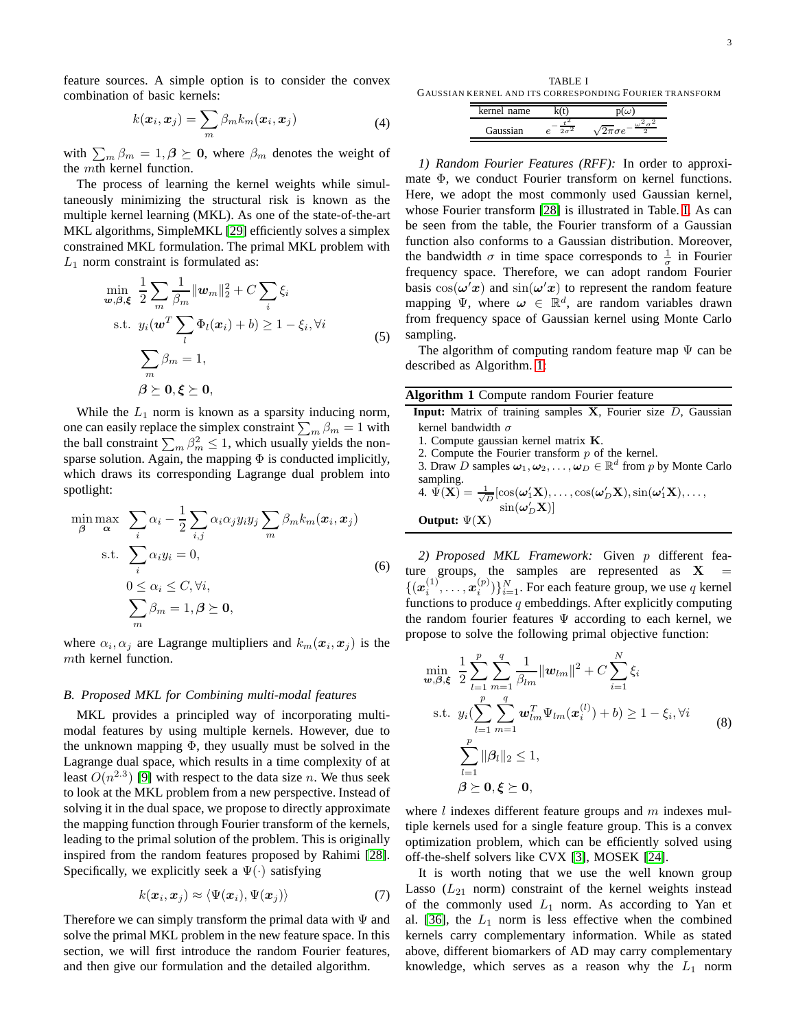feature sources. A simple option is to consider the convex combination of basic kernels:

$$k(\boldsymbol{x}_i, \boldsymbol{x}_j) = \sum_m \beta_m k_m(\boldsymbol{x}_i, \boldsymbol{x}_j) \tag{4}$$

with $\sum_m \beta_m = 1, \boldsymbol{\beta} \succeq \mathbf{0}$, where $\beta_m$ denotes the weight of the $m$th kernel function.

The process of learning the kernel weights while simultaneously minimizing the structural risk is known as the multiple kernel learning (MKL). As one of the state-of-the-art MKL algorithms, SimpleMKL [29] efficiently solves a simplex constrained MKL formulation. The primal MKL problem with $L_1$ norm constraint is formulated as:

$$\begin{aligned}
\min_{\boldsymbol{w},\boldsymbol{\beta},\boldsymbol{\xi}} \quad & \frac{1}{2}\sum_m \frac{1}{\beta_m}\|\boldsymbol{w}_m\|_2^2 + C\sum_i \xi_i \\
\text{s.t.} \quad & y_i(\boldsymbol{w}^T \sum_l \Phi_l(\boldsymbol{x}_i) + b) \geq 1 - \xi_i, \forall i \\
& \sum_m \beta_m = 1, \\
& \boldsymbol{\beta} \succeq \mathbf{0}, \boldsymbol{\xi} \succeq \mathbf{0},
\end{aligned} \tag{5}$$

While the $L_1$ norm is known as a sparsity inducing norm, one can easily replace the simplex constraint $\sum_m \beta_m = 1$ with the ball constraint $\sum_m \beta_m^2 \leq 1$, which usually yields the non-sparse solution. Again, the mapping $\Phi$ is conducted implicitly, which draws its corresponding Lagrange dual problem into spotlight:

$$\begin{aligned}
\min_{\boldsymbol{\beta}} \max_{\boldsymbol{\alpha}} \quad & \sum_i \alpha_i - \frac{1}{2}\sum_{i,j}\alpha_i\alpha_j y_i y_j \sum_m \beta_m k_m(\boldsymbol{x}_i, \boldsymbol{x}_j) \\
\text{s.t.} \quad & \sum_i \alpha_i y_i = 0, \\
& 0 \leq \alpha_i \leq C, \forall i, \\
& \sum_m \beta_m = 1, \boldsymbol{\beta} \succeq \mathbf{0},
\end{aligned} \tag{6}$$

where $\alpha_i, \alpha_j$ are Lagrange multipliers and $k_m(\boldsymbol{x}_i, \boldsymbol{x}_j)$ is the $m$th kernel function.

### B. Proposed MKL for Combining multi-modal features

MKL provides a principled way of incorporating multi-modal features by using multiple kernels. However, due to the unknown mapping $\Phi$, they usually must be solved in the Lagrange dual space, which results in a time complexity of at least $O(n^{2.3})$ [9] with respect to the data size $n$. We thus seek to look at the MKL problem from a new perspective. Instead of solving it in the dual space, we propose to directly approximate the mapping function through Fourier transform of the kernels, leading to the primal solution of the problem. This is originally inspired from the random features proposed by Rahimi [28]. Specifically, we explicitly seek a $\Psi(\cdot)$ satisfying

$$k(\boldsymbol{x}_i, \boldsymbol{x}_j) \approx \langle \Psi(\boldsymbol{x}_i), \Psi(\boldsymbol{x}_j) \rangle \tag{7}$$

Therefore we can simply transform the primal data with $\Psi$ and solve the primal MKL problem in the new feature space. In this section, we will first introduce the random Fourier features, and then give our formulation and the detailed algorithm.

TABLE I
GAUSSIAN KERNEL AND ITS CORRESPONDING FOURIER TRANSFORM

| kernel name | k(t) | p($\omega$) |
|---|---|---|
| Gaussian | $e^{-\frac{t^2}{2\sigma^2}}$ | $\sqrt{2\pi}\sigma e^{-\frac{\omega^2\sigma^2}{2}}$ |

*1) Random Fourier Features (RFF):* In order to approximate $\Phi$, we conduct Fourier transform on kernel functions. Here, we adopt the most commonly used Gaussian kernel, whose Fourier transform [28] is illustrated in Table. I. As can be seen from the table, the Fourier transform of a Gaussian function also conforms to a Gaussian distribution. Moreover, the bandwidth $\sigma$ in time space corresponds to $\frac{1}{\sigma}$ in Fourier frequency space. Therefore, we can adopt random Fourier basis $\cos(\boldsymbol{\omega}'\boldsymbol{x})$ and $\sin(\boldsymbol{\omega}'\boldsymbol{x})$ to represent the random feature mapping $\Psi$, where $\boldsymbol{\omega} \in \mathbb{R}^d$, are random variables drawn from frequency space of Gaussian kernel using Monte Carlo sampling.

The algorithm of computing random feature map $\Psi$ can be described as Algorithm. 1:

**Algorithm 1** Compute random Fourier feature

**Input:** Matrix of training samples $\mathbf{X}$, Fourier size $D$, Gaussian kernel bandwidth $\sigma$

1. Compute gaussian kernel matrix $\mathbf{K}$.
2. Compute the Fourier transform $p$ of the kernel.
3. Draw $D$ samples $\boldsymbol{\omega}_1, \boldsymbol{\omega}_2, \ldots, \boldsymbol{\omega}_D \in \mathbb{R}^d$ from $p$ by Monte Carlo sampling.
4. $\Psi(\mathbf{X}) = \frac{1}{\sqrt{D}}[\cos(\boldsymbol{\omega}_1'\mathbf{X}), \ldots, \cos(\boldsymbol{\omega}_D'\mathbf{X}), \sin(\boldsymbol{\omega}_1'\mathbf{X}), \ldots, \sin(\boldsymbol{\omega}_D'\mathbf{X})]$

**Output:** $\Psi(\mathbf{X})$

*2) Proposed MKL Framework:* Given $p$ different feature groups, the samples are represented as $\mathbf{X} = \{(\boldsymbol{x}_i^{(1)}, \ldots, \boldsymbol{x}_i^{(p)})\}_{i=1}^N$. For each feature group, we use $q$ kernel functions to produce $q$ embeddings. After explicitly computing the random fourier features $\Psi$ according to each kernel, we propose to solve the following primal objective function:

$$\begin{aligned}
\min_{\boldsymbol{w},\boldsymbol{\beta},\boldsymbol{\xi}} \quad & \frac{1}{2}\sum_{l=1}^{p}\sum_{m=1}^{q}\frac{1}{\beta_{lm}}\|\boldsymbol{w}_{lm}\|^2 + C\sum_{i=1}^{N}\xi_i \\
\text{s.t.} \quad & y_i(\sum_{l=1}^{p}\sum_{m=1}^{q}\boldsymbol{w}_{lm}^T\Psi_{lm}(\boldsymbol{x}_i^{(l)}) + b) \geq 1 - \xi_i, \forall i \\
& \sum_{l=1}^{p}\|\boldsymbol{\beta}_l\|_2 \leq 1, \\
& \boldsymbol{\beta} \succeq \mathbf{0}, \boldsymbol{\xi} \succeq \mathbf{0},
\end{aligned} \tag{8}$$

where $l$ indexes different feature groups and $m$ indexes multiple kernels used for a single feature group. This is a convex optimization problem, which can be efficiently solved using off-the-shelf solvers like CVX [3], MOSEK [24].

It is worth noting that we use the well known group Lasso ($L_{21}$ norm) constraint of the kernel weights instead of the commonly used $L_1$ norm. As according to Yan et al. [36], the $L_1$ norm is less effective when the combined kernels carry complementary information. While as stated above, different biomarkers of AD may carry complementary knowledge, which serves as a reason why the $L_1$ norm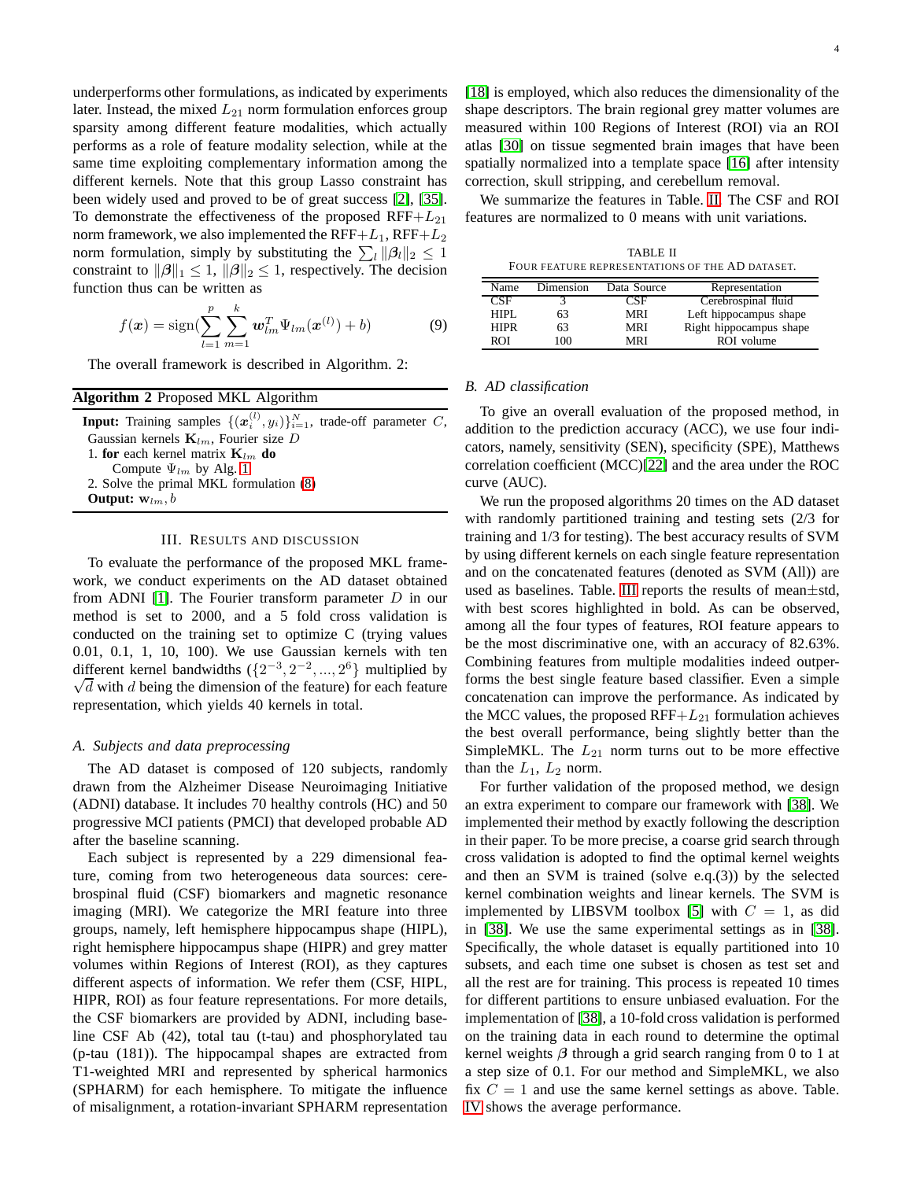underperforms other formulations, as indicated by experiments later. Instead, the mixed $L_{21}$ norm formulation enforces group sparsity among different feature modalities, which actually performs as a role of feature modality selection, while at the same time exploiting complementary information among the different kernels. Note that this group Lasso constraint has been widely used and proved to be of great success [2], [35]. To demonstrate the effectiveness of the proposed RFF+$L_{21}$ norm framework, we also implemented the RFF+$L_1$, RFF+$L_2$ norm formulation, simply by substituting the $\sum_l \|\boldsymbol{\beta}_l\|_2 \leq 1$ constraint to $\|\boldsymbol{\beta}\|_1 \leq 1$, $\|\boldsymbol{\beta}\|_2 \leq 1$, respectively. The decision function thus can be written as

$$f(\boldsymbol{x}) = \text{sign}(\sum_{l=1}^{p}\sum_{m=1}^{k} \boldsymbol{w}_{lm}^T \Psi_{lm}(\boldsymbol{x}^{(l)}) + b) \tag{9}$$

The overall framework is described in Algorithm. 2:

**Algorithm 2** Proposed MKL Algorithm

**Input:** Training samples $\{(\boldsymbol{x}_i^{(l)}, y_i)\}_{i=1}^N$, trade-off parameter $C$, Gaussian kernels $\mathbf{K}_{lm}$, Fourier size $D$
1. **for** each kernel matrix $\mathbf{K}_{lm}$ **do**
   Compute $\Psi_{lm}$ by Alg. 1
2. Solve the primal MKL formulation (8)

**Output:** $\mathbf{w}_{lm}, b$

## III. Results and Discussion

To evaluate the performance of the proposed MKL framework, we conduct experiments on the AD dataset obtained from ADNI [1]. The Fourier transform parameter $D$ in our method is set to 2000, and a 5 fold cross validation is conducted on the training set to optimize C (trying values 0.01, 0.1, 1, 10, 100). We use Gaussian kernels with ten different kernel bandwidths ($\{2^{-3}, 2^{-2}, ..., 2^{6}\}$ multiplied by $\sqrt{d}$ with $d$ being the dimension of the feature) for each feature representation, which yields 40 kernels in total.

### A. Subjects and data preprocessing

The AD dataset is composed of 120 subjects, randomly drawn from the Alzheimer Disease Neuroimaging Initiative (ADNI) database. It includes 70 healthy controls (HC) and 50 progressive MCI patients (PMCI) that developed probable AD after the baseline scanning.

Each subject is represented by a 229 dimensional feature, coming from two heterogeneous data sources: cerebrospinal fluid (CSF) biomarkers and magnetic resonance imaging (MRI). We categorize the MRI feature into three groups, namely, left hemisphere hippocampus shape (HIPL), right hemisphere hippocampus shape (HIPR) and grey matter volumes within Regions of Interest (ROI), as they captures different aspects of information. We refer them (CSF, HIPL, HIPR, ROI) as four feature representations. For more details, the CSF biomarkers are provided by ADNI, including baseline CSF Ab (42), total tau (t-tau) and phosphorylated tau (p-tau (181)). The hippocampal shapes are extracted from T1-weighted MRI and represented by spherical harmonics (SPHARM) for each hemisphere. To mitigate the influence of misalignment, a rotation-invariant SPHARM representation [18] is employed, which also reduces the dimensionality of the shape descriptors. The brain regional grey matter volumes are measured within 100 Regions of Interest (ROI) via an ROI atlas [30] on tissue segmented brain images that have been spatially normalized into a template space [16] after intensity correction, skull stripping, and cerebellum removal.

We summarize the features in Table. II. The CSF and ROI features are normalized to 0 means with unit variations.

TABLE II
Four feature representations of the AD dataset.

| Name | Dimension | Data Source | Representation |
|---|---|---|---|
| CSF | 3 | CSF | Cerebrospinal fluid |
| HIPL | 63 | MRI | Left hippocampus shape |
| HIPR | 63 | MRI | Right hippocampus shape |
| ROI | 100 | MRI | ROI volume |

### B. AD classification

To give an overall evaluation of the proposed method, in addition to the prediction accuracy (ACC), we use four indicators, namely, sensitivity (SEN), specificity (SPE), Matthews correlation coefficient (MCC)[22] and the area under the ROC curve (AUC).

We run the proposed algorithms 20 times on the AD dataset with randomly partitioned training and testing sets (2/3 for training and 1/3 for testing). The best accuracy results of SVM by using different kernels on each single feature representation and on the concatenated features (denoted as SVM (All)) are used as baselines. Table. III reports the results of mean±std, with best scores highlighted in bold. As can be observed, among all the four types of features, ROI feature appears to be the most discriminative one, with an accuracy of 82.63%. Combining features from multiple modalities indeed outperforms the best single feature based classifier. Even a simple concatenation can improve the performance. As indicated by the MCC values, the proposed RFF+$L_{21}$ formulation achieves the best overall performance, being slightly better than the SimpleMKL. The $L_{21}$ norm turns out to be more effective than the $L_1$, $L_2$ norm.

For further validation of the proposed method, we design an extra experiment to compare our framework with [38]. We implemented their method by exactly following the description in their paper. To be more precise, a coarse grid search through cross validation is adopted to find the optimal kernel weights and then an SVM is trained (solve e.q.(3)) by the selected kernel combination weights and linear kernels. The SVM is implemented by LIBSVM toolbox [5] with $C = 1$, as did in [38]. We use the same experimental settings as in [38]. Specifically, the whole dataset is equally partitioned into 10 subsets, and each time one subset is chosen as test set and all the rest are for training. This process is repeated 10 times for different partitions to ensure unbiased evaluation. For the implementation of [38], a 10-fold cross validation is performed on the training data in each round to determine the optimal kernel weights $\boldsymbol{\beta}$ through a grid search ranging from 0 to 1 at a step size of 0.1. For our method and SimpleMKL, we also fix $C = 1$ and use the same kernel settings as above. Table. IV shows the average performance.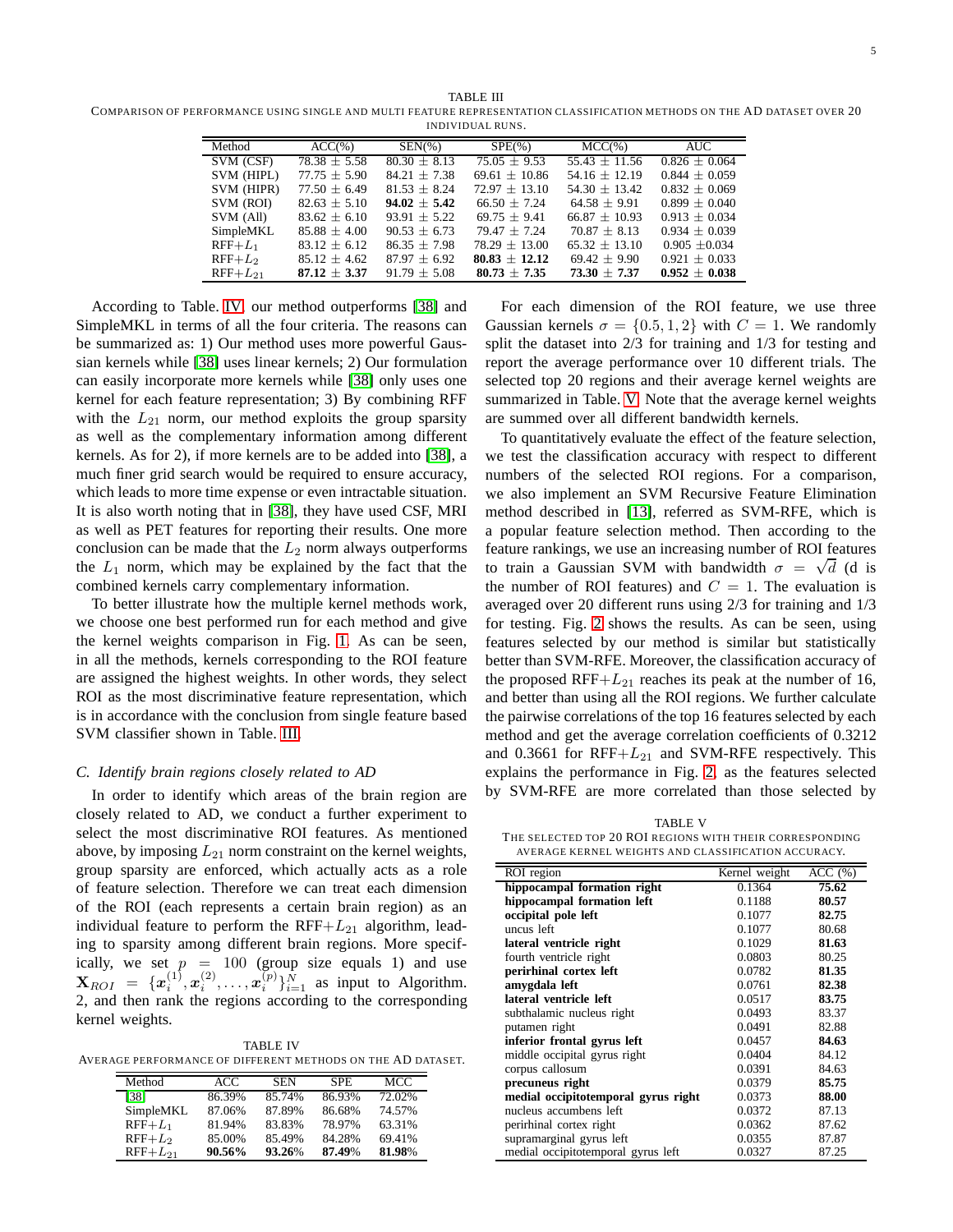TABLE III

COMPARISON OF PERFORMANCE USING SINGLE AND MULTI FEATURE REPRESENTATION CLASSIFICATION METHODS ON THE AD DATASET OVER 20 INDIVIDUAL RUNS.

| Method | ACC(%) | SEN(%) | SPE(%) | MCC(%) | AUC |
|---|---|---|---|---|---|
| SVM (CSF) | 78.38 ± 5.58 | 80.30 ± 8.13 | 75.05 ± 9.53 | 55.43 ± 11.56 | 0.826 ± 0.064 |
| SVM (HIPL) | 77.75 ± 5.90 | 84.21 ± 7.38 | 69.61 ± 10.86 | 54.16 ± 12.19 | 0.844 ± 0.059 |
| SVM (HIPR) | 77.50 ± 6.49 | 81.53 ± 8.24 | 72.97 ± 13.10 | 54.30 ± 13.42 | 0.832 ± 0.069 |
| SVM (ROI) | 82.63 ± 5.10 | **94.02 ± 5.42** | 66.50 ± 7.24 | 64.58 ± 9.91 | 0.899 ± 0.040 |
| SVM (All) | 83.62 ± 6.10 | 93.91 ± 5.22 | 69.75 ± 9.41 | 66.87 ± 10.93 | 0.913 ± 0.034 |
| SimpleMKL | 85.88 ± 4.00 | 90.53 ± 6.73 | 79.47 ± 7.24 | 70.87 ± 8.13 | 0.934 ± 0.039 |
| RFF+$L_1$ | 83.12 ± 6.12 | 86.35 ± 7.98 | 78.29 ± 13.00 | 65.32 ± 13.10 | 0.905 ±0.034 |
| RFF+$L_2$ | 85.12 ± 4.62 | 87.97 ± 6.92 | **80.83 ± 12.12** | 69.42 ± 9.90 | 0.921 ± 0.033 |
| RFF+$L_{21}$ | **87.12 ± 3.37** | 91.79 ± 5.08 | **80.73 ± 7.35** | **73.30 ± 7.37** | **0.952 ± 0.038** |

According to Table. IV, our method outperforms [38] and SimpleMKL in terms of all the four criteria. The reasons can be summarized as: 1) Our method uses more powerful Gaussian kernels while [38] uses linear kernels; 2) Our formulation can easily incorporate more kernels while [38] only uses one kernel for each feature representation; 3) By combining RFF with the $L_{21}$ norm, our method exploits the group sparsity as well as the complementary information among different kernels. As for 2), if more kernels are to be added into [38], a much finer grid search would be required to ensure accuracy, which leads to more time expense or even intractable situation. It is also worth noting that in [38], they have used CSF, MRI as well as PET features for reporting their results. One more conclusion can be made that the $L_2$ norm always outperforms the $L_1$ norm, which may be explained by the fact that the combined kernels carry complementary information.

To better illustrate how the multiple kernel methods work, we choose one best performed run for each method and give the kernel weights comparison in Fig. 1. As can be seen, in all the methods, kernels corresponding to the ROI feature are assigned the highest weights. In other words, they select ROI as the most discriminative feature representation, which is in accordance with the conclusion from single feature based SVM classifier shown in Table. III.

### *C. Identify brain regions closely related to AD*

In order to identify which areas of the brain region are closely related to AD, we conduct a further experiment to select the most discriminative ROI features. As mentioned above, by imposing $L_{21}$ norm constraint on the kernel weights, group sparsity are enforced, which actually acts as a role of feature selection. Therefore we can treat each dimension of the ROI (each represents a certain brain region) as an individual feature to perform the RFF+$L_{21}$ algorithm, leading to sparsity among different brain regions. More specifically, we set $p = 100$ (group size equals 1) and use $\mathbf{X}_{ROI} = \{\boldsymbol{x}_i^{(1)}, \boldsymbol{x}_i^{(2)}, \ldots, \boldsymbol{x}_i^{(p)}\}_{i=1}^N$ as input to Algorithm. 2, and then rank the regions according to the corresponding kernel weights.

TABLE IV

AVERAGE PERFORMANCE OF DIFFERENT METHODS ON THE AD DATASET.

| Method | ACC | SEN | SPE | MCC |
|---|---|---|---|---|
| [38] | 86.39% | 85.74% | 86.93% | 72.02% |
| SimpleMKL | 87.06% | 87.89% | 86.68% | 74.57% |
| RFF+$L_1$ | 81.94% | 83.83% | 78.97% | 63.31% |
| RFF+$L_2$ | 85.00% | 85.49% | 84.28% | 69.41% |
| RFF+$L_{21}$ | **90.56%** | **93.26%** | **87.49%** | **81.98%** |

For each dimension of the ROI feature, we use three Gaussian kernels $\sigma = \{0.5, 1, 2\}$ with $C = 1$. We randomly split the dataset into 2/3 for training and 1/3 for testing and report the average performance over 10 different trials. The selected top 20 regions and their average kernel weights are summarized in Table. V. Note that the average kernel weights are summed over all different bandwidth kernels.

To quantitatively evaluate the effect of the feature selection, we test the classification accuracy with respect to different numbers of the selected ROI regions. For a comparison, we also implement an SVM Recursive Feature Elimination method described in [13], referred as SVM-RFE, which is a popular feature selection method. Then according to the feature rankings, we use an increasing number of ROI features to train a Gaussian SVM with bandwidth $\sigma = \sqrt{d}$ (d is the number of ROI features) and $C = 1$. The evaluation is averaged over 20 different runs using 2/3 for training and 1/3 for testing. Fig. 2 shows the results. As can be seen, using features selected by our method is similar but statistically better than SVM-RFE. Moreover, the classification accuracy of the proposed RFF+$L_{21}$ reaches its peak at the number of 16, and better than using all the ROI regions. We further calculate the pairwise correlations of the top 16 features selected by each method and get the average correlation coefficients of 0.3212 and 0.3661 for RFF+$L_{21}$ and SVM-RFE respectively. This explains the performance in Fig. 2, as the features selected by SVM-RFE are more correlated than those selected by

TABLE V

THE SELECTED TOP 20 ROI REGIONS WITH THEIR CORRESPONDING AVERAGE KERNEL WEIGHTS AND CLASSIFICATION ACCURACY.

| ROI region | Kernel weight | ACC (%) |
|---|---|---|
| **hippocampal formation right** | 0.1364 | **75.62** |
| **hippocampal formation left** | 0.1188 | **80.57** |
| **occipital pole left** | 0.1077 | **82.75** |
| uncus left | 0.1077 | 80.68 |
| **lateral ventricle right** | 0.1029 | **81.63** |
| fourth ventricle right | 0.0803 | 80.25 |
| **perirhinal cortex left** | 0.0782 | **81.35** |
| **amygdala left** | 0.0761 | **82.38** |
| **lateral ventricle left** | 0.0517 | **83.75** |
| subthalamic nucleus right | 0.0493 | 83.37 |
| putamen right | 0.0491 | 82.88 |
| **inferior frontal gyrus left** | 0.0457 | **84.63** |
| middle occipital gyrus right | 0.0404 | 84.12 |
| corpus callosum | 0.0391 | 84.63 |
| **precuneus right** | 0.0379 | **85.75** |
| **medial occipitotemporal gyrus right** | 0.0373 | **88.00** |
| nucleus accumbens left | 0.0372 | 87.13 |
| perirhinal cortex right | 0.0362 | 87.62 |
| supramarginal gyrus left | 0.0355 | 87.87 |
| medial occipitotemporal gyrus left | 0.0327 | 87.25 |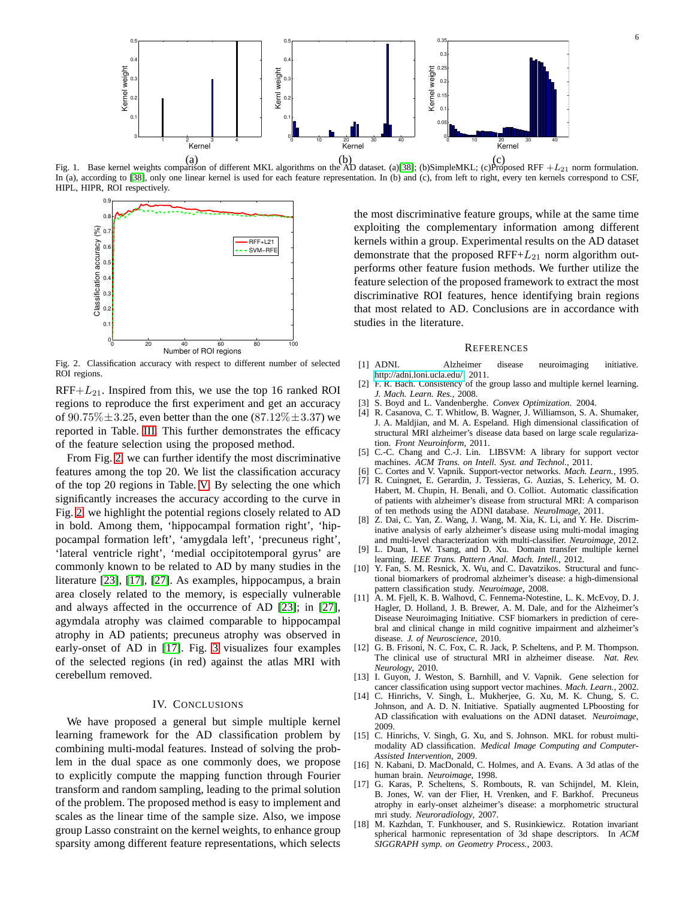Fig. 1. Base kernel weights comparison of different MKL algorithms on the AD dataset. (a)[38]; (b)SimpleMKL; (c)Proposed RFF $+L_{21}$ norm formulation. In (a), according to [38], only one linear kernel is used for each feature representation. In (b) and (c), from left to right, every ten kernels correspond to CSF, HIPL, HIPR, ROI respectively.

Fig. 2. Classification accuracy with respect to different number of selected ROI regions.

RFF+$L_{21}$. Inspired from this, we use the top 16 ranked ROI regions to reproduce the first experiment and get an accuracy of $90.75\% \pm 3.25$, even better than the one ($87.12\% \pm 3.37$) we reported in Table. III. This further demonstrates the efficacy of the feature selection using the proposed method.

From Fig. 2, we can further identify the most discriminative features among the top 20. We list the classification accuracy of the top 20 regions in Table. V. By selecting the one which significantly increases the accuracy according to the curve in Fig. 2, we highlight the potential regions closely related to AD in bold. Among them, 'hippocampal formation right', 'hippocampal formation left', 'amygdala left', 'precuneus right', 'lateral ventricle right', 'medial occipitotemporal gyrus' are commonly known to be related to AD by many studies in the literature [23], [17], [27]. As examples, hippocampus, a brain area closely related to the memory, is especially vulnerable and always affected in the occurrence of AD [23]; in [27], agymdala atrophy was claimed comparable to hippocampal atrophy in AD patients; precuneus atrophy was observed in early-onset of AD in [17]. Fig. 3 visualizes four examples of the selected regions (in red) against the atlas MRI with cerebellum removed.

## IV. Conclusions

We have proposed a general but simple multiple kernel learning framework for the AD classification problem by combining multi-modal features. Instead of solving the problem in the dual space as one commonly does, we propose to explicitly compute the mapping function through Fourier transform and random sampling, leading to the primal solution of the problem. The proposed method is easy to implement and scales as the linear time of the sample size. Also, we impose group Lasso constraint on the kernel weights, to enhance group sparsity among different feature representations, which selects the most discriminative feature groups, while at the same time exploiting the complementary information among different kernels within a group. Experimental results on the AD dataset demonstrate that the proposed RFF+$L_{21}$ norm algorithm outperforms other feature fusion methods. We further utilize the feature selection of the proposed framework to extract the most discriminative ROI features, hence identifying brain regions that most related to AD. Conclusions are in accordance with studies in the literature.

## References

[1] ADNI. Alzheimer disease neuroimaging initiative. http://adni.loni.ucla.edu/, 2011.

[2] F. R. Bach. Consistency of the group lasso and multiple kernel learning. *J. Mach. Learn. Res.*, 2008.

[3] S. Boyd and L. Vandenberghe. *Convex Optimization*. 2004.

[4] R. Casanova, C. T. Whitlow, B. Wagner, J. Williamson, S. A. Shumaker, J. A. Maldjian, and M. A. Espeland. High dimensional classification of structural MRI alzheimer's disease data based on large scale regularization. *Front Neuroinform*, 2011.

[5] C.-C. Chang and C.-J. Lin. LIBSVM: A library for support vector machines. *ACM Trans. on Intell. Syst. and Technol.*, 2011.

[6] C. Cortes and V. Vapnik. Support-vector networks. *Mach. Learn.*, 1995.

[7] R. Cuingnet, E. Gerardin, J. Tessieras, G. Auzias, S. Lehericy, M. O. Habert, M. Chupin, H. Benali, and O. Colliot. Automatic classification of patients with alzheimer's disease from structural MRI: A comparison of ten methods using the ADNI database. *NeuroImage*, 2011.

[8] Z. Dai, C. Yan, Z. Wang, J. Wang, M. Xia, K. Li, and Y. He. Discriminative analysis of early alzheimer's disease using multi-modal imaging and multi-level characterization with multi-classifier. *Neuroimage*, 2012.

[9] L. Duan, I. W. Tsang, and D. Xu. Domain transfer multiple kernel learning. *IEEE Trans. Pattern Anal. Mach. Intell.*, 2012.

[10] Y. Fan, S. M. Resnick, X. Wu, and C. Davatzikos. Structural and functional biomarkers of prodromal alzheimer's disease: a high-dimensional pattern classification study. *Neuroimage*, 2008.

[11] A. M. Fjell, K. B. Walhovd, C. Fennema-Notestine, L. K. McEvoy, D. J. Hagler, D. Holland, J. B. Brewer, A. M. Dale, and for the Alzheimer's Disease Neuroimaging Initiative. CSF biomarkers in prediction of cerebral and clinical change in mild cognitive impairment and alzheimer's disease. *J. of Neuroscience*, 2010.

[12] G. B. Frisoni, N. C. Fox, C. R. Jack, P. Scheltens, and P. M. Thompson. The clinical use of structural MRI in alzheimer disease. *Nat. Rev. Neurology*, 2010.

[13] I. Guyon, J. Weston, S. Barnhill, and V. Vapnik. Gene selection for cancer classification using support vector machines. *Mach. Learn.*, 2002.

[14] C. Hinrichs, V. Singh, L. Mukherjee, G. Xu, M. K. Chung, S. C. Johnson, and A. D. N. Initiative. Spatially augmented LPboosting for AD classification with evaluations on the ADNI dataset. *Neuroimage*, 2009.

[15] C. Hinrichs, V. Singh, G. Xu, and S. Johnson. MKL for robust multi-modality AD classification. *Medical Image Computing and Computer-Assisted Intervention*, 2009.

[16] N. Kabani, D. MacDonald, C. Holmes, and A. Evans. A 3d atlas of the human brain. *Neuroimage*, 1998.

[17] G. Karas, P. Scheltens, S. Rombouts, R. van Schijndel, M. Klein, B. Jones, W. van der Flier, H. Vrenken, and F. Barkhof. Precuneus atrophy in early-onset alzheimer's disease: a morphometric structural mri study. *Neuroradiology*, 2007.

[18] M. Kazhdan, T. Funkhouser, and S. Rusinkiewicz. Rotation invariant spherical harmonic representation of 3d shape descriptors. In *ACM SIGGRAPH symp. on Geometry Process.*, 2003.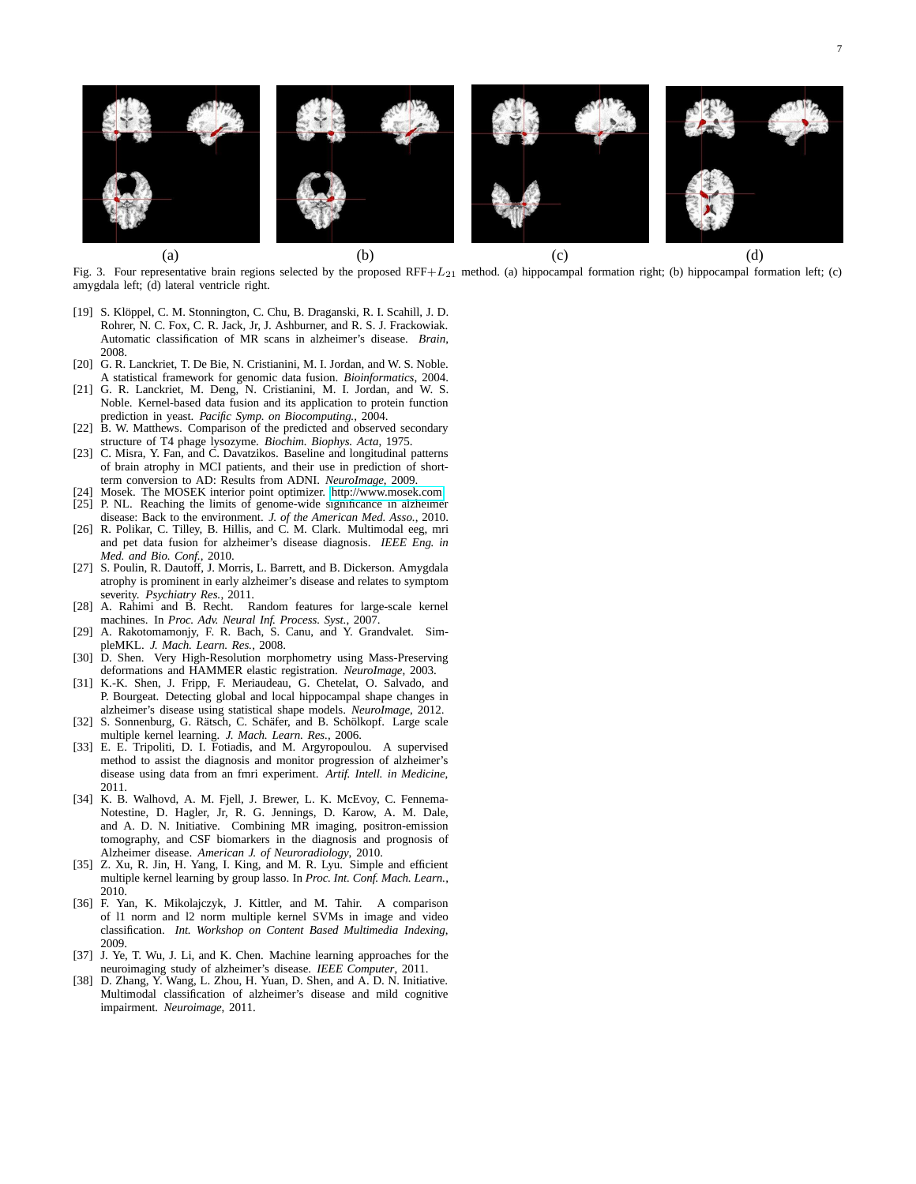(a) (b) (c) (d)

Fig. 3. Four representative brain regions selected by the proposed RFF+$L_{21}$ method. (a) hippocampal formation right; (b) hippocampal formation left; (c) amygdala left; (d) lateral ventricle right.

[19] S. Klöppel, C. M. Stonnington, C. Chu, B. Draganski, R. I. Scahill, J. D. Rohrer, N. C. Fox, C. R. Jack, Jr, J. Ashburner, and R. S. J. Frackowiak. Automatic classification of MR scans in alzheimer's disease. *Brain*, 2008.

[20] G. R. Lanckriet, T. De Bie, N. Cristianini, M. I. Jordan, and W. S. Noble. A statistical framework for genomic data fusion. *Bioinformatics*, 2004.

[21] G. R. Lanckriet, M. Deng, N. Cristianini, M. I. Jordan, and W. S. Noble. Kernel-based data fusion and its application to protein function prediction in yeast. *Pacific Symp. on Biocomputing.*, 2004.

[22] B. W. Matthews. Comparison of the predicted and observed secondary structure of T4 phage lysozyme. *Biochim. Biophys. Acta*, 1975.

[23] C. Misra, Y. Fan, and C. Davatzikos. Baseline and longitudinal patterns of brain atrophy in MCI patients, and their use in prediction of short-term conversion to AD: Results from ADNI. *NeuroImage*, 2009.

[24] Mosek. The MOSEK interior point optimizer. http://www.mosek.com.

[25] P. NL. Reaching the limits of genome-wide significance in alzheimer disease: Back to the environment. *J. of the American Med. Asso.*, 2010.

[26] R. Polikar, C. Tilley, B. Hillis, and C. M. Clark. Multimodal eeg, mri and pet data fusion for alzheimer's disease diagnosis. *IEEE Eng. in Med. and Bio. Conf.*, 2010.

[27] S. Poulin, R. Dautoff, J. Morris, L. Barrett, and B. Dickerson. Amygdala atrophy is prominent in early alzheimer's disease and relates to symptom severity. *Psychiatry Res.*, 2011.

[28] A. Rahimi and B. Recht. Random features for large-scale kernel machines. In *Proc. Adv. Neural Inf. Process. Syst.*, 2007.

[29] A. Rakotomamonjy, F. R. Bach, S. Canu, and Y. Grandvalet. SimpleMKL. *J. Mach. Learn. Res.*, 2008.

[30] D. Shen. Very High-Resolution morphometry using Mass-Preserving deformations and HAMMER elastic registration. *NeuroImage*, 2003.

[31] K.-K. Shen, J. Fripp, F. Meriaudeau, G. Chetelat, O. Salvado, and P. Bourgeat. Detecting global and local hippocampal shape changes in alzheimer's disease using statistical shape models. *NeuroImage*, 2012.

[32] S. Sonnenburg, G. Rätsch, C. Schäfer, and B. Schölkopf. Large scale multiple kernel learning. *J. Mach. Learn. Res.*, 2006.

[33] E. E. Tripoliti, D. I. Fotiadis, and M. Argyropoulou. A supervised method to assist the diagnosis and monitor progression of alzheimer's disease using data from an fmri experiment. *Artif. Intell. in Medicine*, 2011.

[34] K. B. Walhovd, A. M. Fjell, J. Brewer, L. K. McEvoy, C. Fennema-Notestine, D. Hagler, Jr, R. G. Jennings, D. Karow, A. M. Dale, and A. D. N. Initiative. Combining MR imaging, positron-emission tomography, and CSF biomarkers in the diagnosis and prognosis of Alzheimer disease. *American J. of Neuroradiology*, 2010.

[35] Z. Xu, R. Jin, H. Yang, I. King, and M. R. Lyu. Simple and efficient multiple kernel learning by group lasso. In *Proc. Int. Conf. Mach. Learn.*, 2010.

[36] F. Yan, K. Mikolajczyk, J. Kittler, and M. Tahir. A comparison of l1 norm and l2 norm multiple kernel SVMs in image and video classification. *Int. Workshop on Content Based Multimedia Indexing*, 2009.

[37] J. Ye, T. Wu, J. Li, and K. Chen. Machine learning approaches for the neuroimaging study of alzheimer's disease. *IEEE Computer*, 2011.

[38] D. Zhang, Y. Wang, L. Zhou, H. Yuan, D. Shen, and A. D. N. Initiative. Multimodal classification of alzheimer's disease and mild cognitive impairment. *Neuroimage*, 2011.